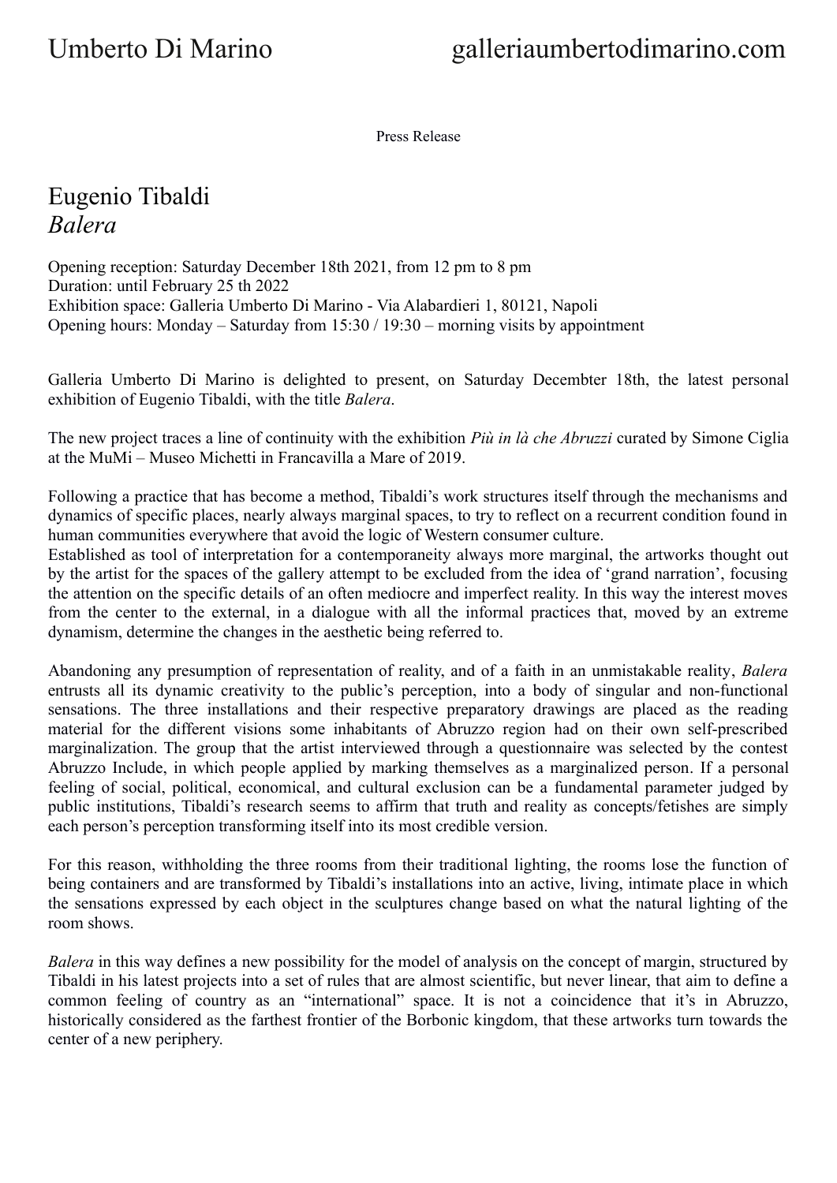Press Release

# Eugenio Tibaldi
# *Balera*

Opening reception: Saturday December 18th 2021, from 12 pm to 8 pm
Duration: until February 25 th 2022
Exhibition space: Galleria Umberto Di Marino - Via Alabardieri 1, 80121, Napoli
Opening hours: Monday – Saturday from 15:30 / 19:30 – morning visits by appointment

Galleria Umberto Di Marino is delighted to present, on Saturday Decembter 18th, the latest personal exhibition of Eugenio Tibaldi, with the title *Balera*.

The new project traces a line of continuity with the exhibition *Più in là che Abruzzi* curated by Simone Ciglia at the MuMi – Museo Michetti in Francavilla a Mare of 2019.

Following a practice that has become a method, Tibaldi's work structures itself through the mechanisms and dynamics of specific places, nearly always marginal spaces, to try to reflect on a recurrent condition found in human communities everywhere that avoid the logic of Western consumer culture.
Established as tool of interpretation for a contemporaneity always more marginal, the artworks thought out by the artist for the spaces of the gallery attempt to be excluded from the idea of 'grand narration', focusing the attention on the specific details of an often mediocre and imperfect reality. In this way the interest moves from the center to the external, in a dialogue with all the informal practices that, moved by an extreme dynamism, determine the changes in the aesthetic being referred to.

Abandoning any presumption of representation of reality, and of a faith in an unmistakable reality, *Balera* entrusts all its dynamic creativity to the public's perception, into a body of singular and non-functional sensations. The three installations and their respective preparatory drawings are placed as the reading material for the different visions some inhabitants of Abruzzo region had on their own self-prescribed marginalization. The group that the artist interviewed through a questionnaire was selected by the contest Abruzzo Include, in which people applied by marking themselves as a marginalized person. If a personal feeling of social, political, economical, and cultural exclusion can be a fundamental parameter judged by public institutions, Tibaldi's research seems to affirm that truth and reality as concepts/fetishes are simply each person's perception transforming itself into its most credible version.

For this reason, withholding the three rooms from their traditional lighting, the rooms lose the function of being containers and are transformed by Tibaldi's installations into an active, living, intimate place in which the sensations expressed by each object in the sculptures change based on what the natural lighting of the room shows.

*Balera* in this way defines a new possibility for the model of analysis on the concept of margin, structured by Tibaldi in his latest projects into a set of rules that are almost scientific, but never linear, that aim to define a common feeling of country as an "international" space. It is not a coincidence that it's in Abruzzo, historically considered as the farthest frontier of the Borbonic kingdom, that these artworks turn towards the center of a new periphery.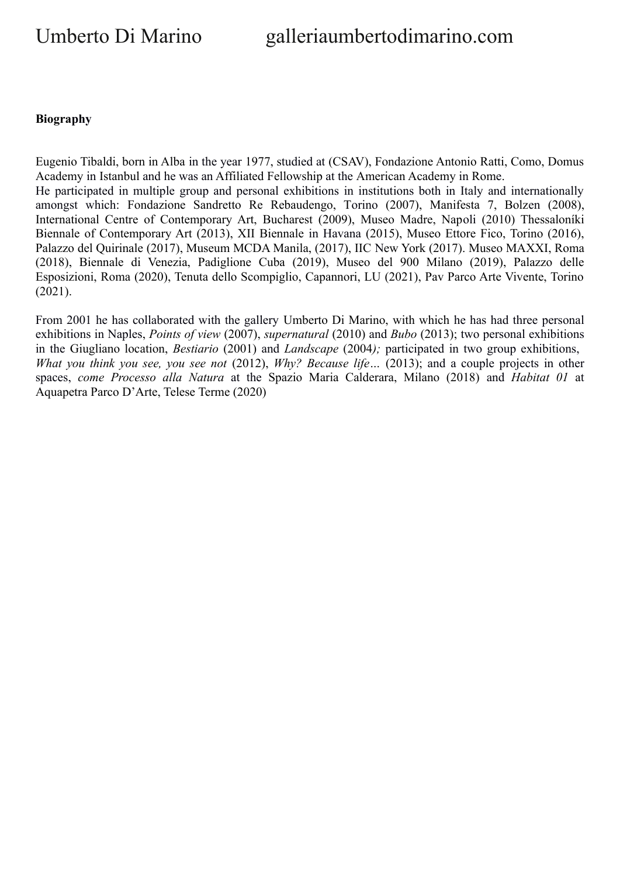**Biography**

Eugenio Tibaldi, born in Alba in the year 1977, studied at (CSAV), Fondazione Antonio Ratti, Como, Domus Academy in Istanbul and he was an Affiliated Fellowship at the American Academy in Rome.
He participated in multiple group and personal exhibitions in institutions both in Italy and internationally amongst which: Fondazione Sandretto Re Rebaudengo, Torino (2007), Manifesta 7, Bolzen (2008), International Centre of Contemporary Art, Bucharest (2009), Museo Madre, Napoli (2010) Thessaloníki Biennale of Contemporary Art (2013), XII Biennale in Havana (2015), Museo Ettore Fico, Torino (2016), Palazzo del Quirinale (2017), Museum MCDA Manila, (2017), IIC New York (2017). Museo MAXXI, Roma (2018), Biennale di Venezia, Padiglione Cuba (2019), Museo del 900 Milano (2019), Palazzo delle Esposizioni, Roma (2020), Tenuta dello Scompiglio, Capannori, LU (2021), Pav Parco Arte Vivente, Torino (2021).

From 2001 he has collaborated with the gallery Umberto Di Marino, with which he has had three personal exhibitions in Naples, *Points of view* (2007), *supernatural* (2010) and *Bubo* (2013); two personal exhibitions in the Giugliano location, *Bestiario* (2001) and *Landscape* (2004*);* participated in two group exhibitions, *What you think you see, you see not* (2012), *Why? Because life…* (2013); and a couple projects in other spaces, *come Processo alla Natura* at the Spazio Maria Calderara, Milano (2018) and *Habitat 01* at Aquapetra Parco D'Arte, Telese Terme (2020)